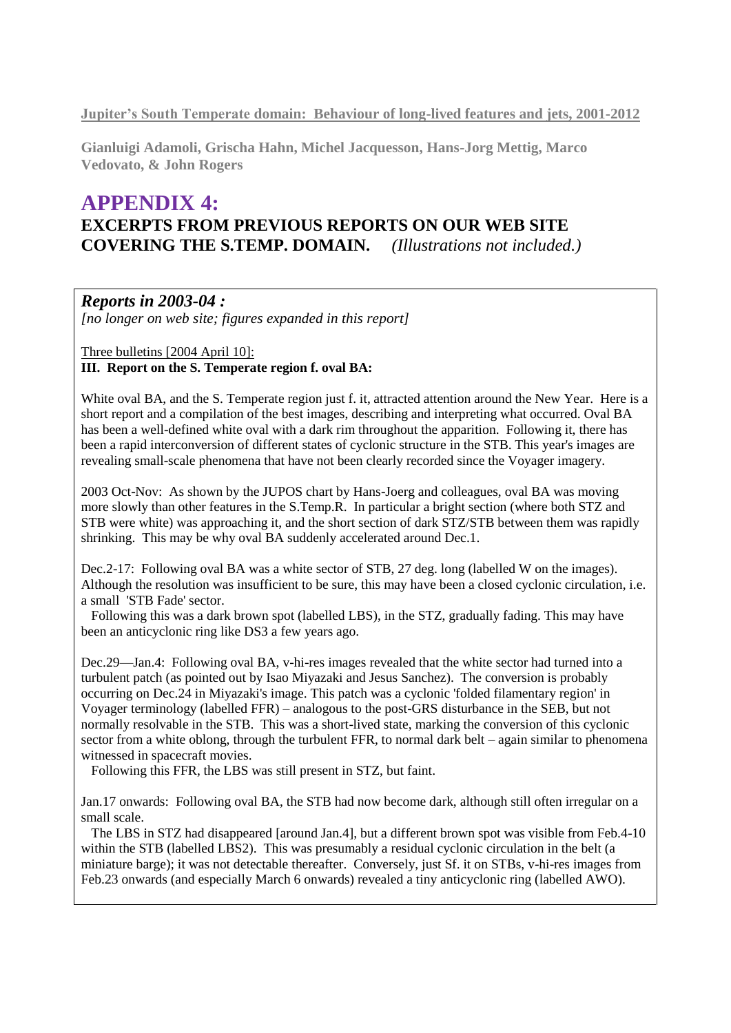Jupiter's South Temperate domain: Behaviour of long-lived features and jets, 2001-2012

**Gianluigi Adamoli, Grischa Hahn, Michel Jacquesson, Hans-Jorg Mettig, Marco Vedovato, & John Rogers**

# APPENDIX 4:

## EXCERPTS FROM PREVIOUS REPORTS ON OUR WEB SITE COVERING THE S.TEMP. DOMAIN. *(Illustrations not included.)*

### *Reports in 2003-04 :*

*[no longer on web site; figures expanded in this report]*

Three bulletins [2004 April 10]:

**III. Report on the S. Temperate region f. oval BA:**

White oval BA, and the S. Temperate region just f. it, attracted attention around the New Year. Here is a short report and a compilation of the best images, describing and interpreting what occurred. Oval BA has been a well-defined white oval with a dark rim throughout the apparition. Following it, there has been a rapid interconversion of different states of cyclonic structure in the STB. This year's images are revealing small-scale phenomena that have not been clearly recorded since the Voyager imagery.

2003 Oct-Nov: As shown by the JUPOS chart by Hans-Joerg and colleagues, oval BA was moving more slowly than other features in the S.Temp.R. In particular a bright section (where both STZ and STB were white) was approaching it, and the short section of dark STZ/STB between them was rapidly shrinking. This may be why oval BA suddenly accelerated around Dec.1.

Dec.2-17: Following oval BA was a white sector of STB, 27 deg. long (labelled W on the images). Although the resolution was insufficient to be sure, this may have been a closed cyclonic circulation, i.e. a small 'STB Fade' sector.

Following this was a dark brown spot (labelled LBS), in the STZ, gradually fading. This may have been an anticyclonic ring like DS3 a few years ago.

Dec.29—Jan.4: Following oval BA, v-hi-res images revealed that the white sector had turned into a turbulent patch (as pointed out by Isao Miyazaki and Jesus Sanchez). The conversion is probably occurring on Dec.24 in Miyazaki's image. This patch was a cyclonic 'folded filamentary region' in Voyager terminology (labelled FFR) – analogous to the post-GRS disturbance in the SEB, but not normally resolvable in the STB. This was a short-lived state, marking the conversion of this cyclonic sector from a white oblong, through the turbulent FFR, to normal dark belt – again similar to phenomena witnessed in spacecraft movies.

Following this FFR, the LBS was still present in STZ, but faint.

Jan.17 onwards: Following oval BA, the STB had now become dark, although still often irregular on a small scale.

The LBS in STZ had disappeared [around Jan.4], but a different brown spot was visible from Feb.4-10 within the STB (labelled LBS2). This was presumably a residual cyclonic circulation in the belt (a miniature barge); it was not detectable thereafter. Conversely, just Sf. it on STBs, v-hi-res images from Feb.23 onwards (and especially March 6 onwards) revealed a tiny anticyclonic ring (labelled AWO).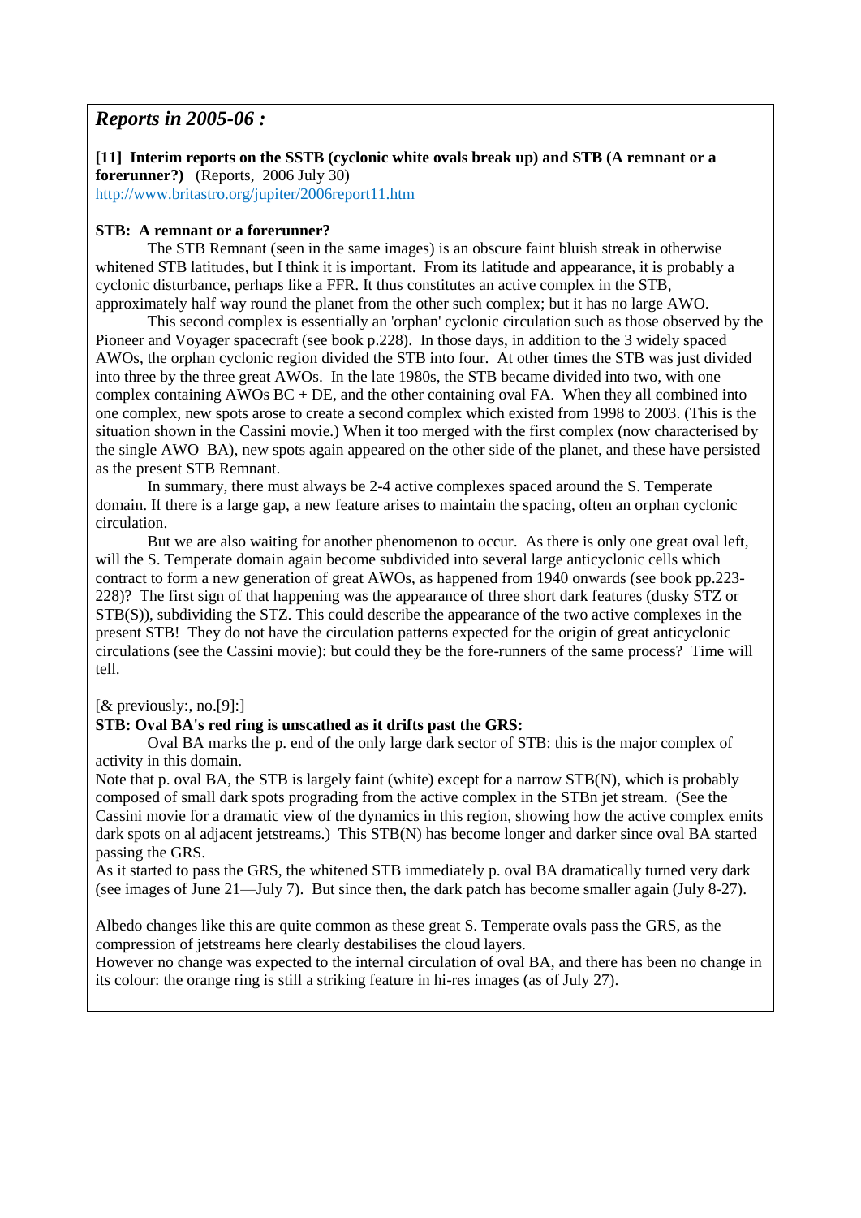## *Reports in 2005-06 :*

**[11] Interim reports on the SSTB (cyclonic white ovals break up) and STB (A remnant or a forerunner?)** (Reports, 2006 July 30)
http://www.britastro.org/jupiter/2006report11.htm

**STB: A remnant or a forerunner?**

The STB Remnant (seen in the same images) is an obscure faint bluish streak in otherwise whitened STB latitudes, but I think it is important. From its latitude and appearance, it is probably a cyclonic disturbance, perhaps like a FFR. It thus constitutes an active complex in the STB, approximately half way round the planet from the other such complex; but it has no large AWO.

This second complex is essentially an 'orphan' cyclonic circulation such as those observed by the Pioneer and Voyager spacecraft (see book p.228). In those days, in addition to the 3 widely spaced AWOs, the orphan cyclonic region divided the STB into four. At other times the STB was just divided into three by the three great AWOs. In the late 1980s, the STB became divided into two, with one complex containing AWOs BC + DE, and the other containing oval FA. When they all combined into one complex, new spots arose to create a second complex which existed from 1998 to 2003. (This is the situation shown in the Cassini movie.) When it too merged with the first complex (now characterised by the single AWO BA), new spots again appeared on the other side of the planet, and these have persisted as the present STB Remnant.

In summary, there must always be 2-4 active complexes spaced around the S. Temperate domain. If there is a large gap, a new feature arises to maintain the spacing, often an orphan cyclonic circulation.

But we are also waiting for another phenomenon to occur. As there is only one great oval left, will the S. Temperate domain again become subdivided into several large anticyclonic cells which contract to form a new generation of great AWOs, as happened from 1940 onwards (see book pp.223-228)? The first sign of that happening was the appearance of three short dark features (dusky STZ or STB(S)), subdividing the STZ. This could describe the appearance of the two active complexes in the present STB! They do not have the circulation patterns expected for the origin of great anticyclonic circulations (see the Cassini movie): but could they be the fore-runners of the same process? Time will tell.

[& previously:, no.[9]:]

**STB: Oval BA's red ring is unscathed as it drifts past the GRS:**

Oval BA marks the p. end of the only large dark sector of STB: this is the major complex of activity in this domain.

Note that p. oval BA, the STB is largely faint (white) except for a narrow STB(N), which is probably composed of small dark spots prograding from the active complex in the STBn jet stream. (See the Cassini movie for a dramatic view of the dynamics in this region, showing how the active complex emits dark spots on al adjacent jetstreams.) This STB(N) has become longer and darker since oval BA started passing the GRS.

As it started to pass the GRS, the whitened STB immediately p. oval BA dramatically turned very dark (see images of June 21—July 7). But since then, the dark patch has become smaller again (July 8-27).

Albedo changes like this are quite common as these great S. Temperate ovals pass the GRS, as the compression of jetstreams here clearly destabilises the cloud layers.

However no change was expected to the internal circulation of oval BA, and there has been no change in its colour: the orange ring is still a striking feature in hi-res images (as of July 27).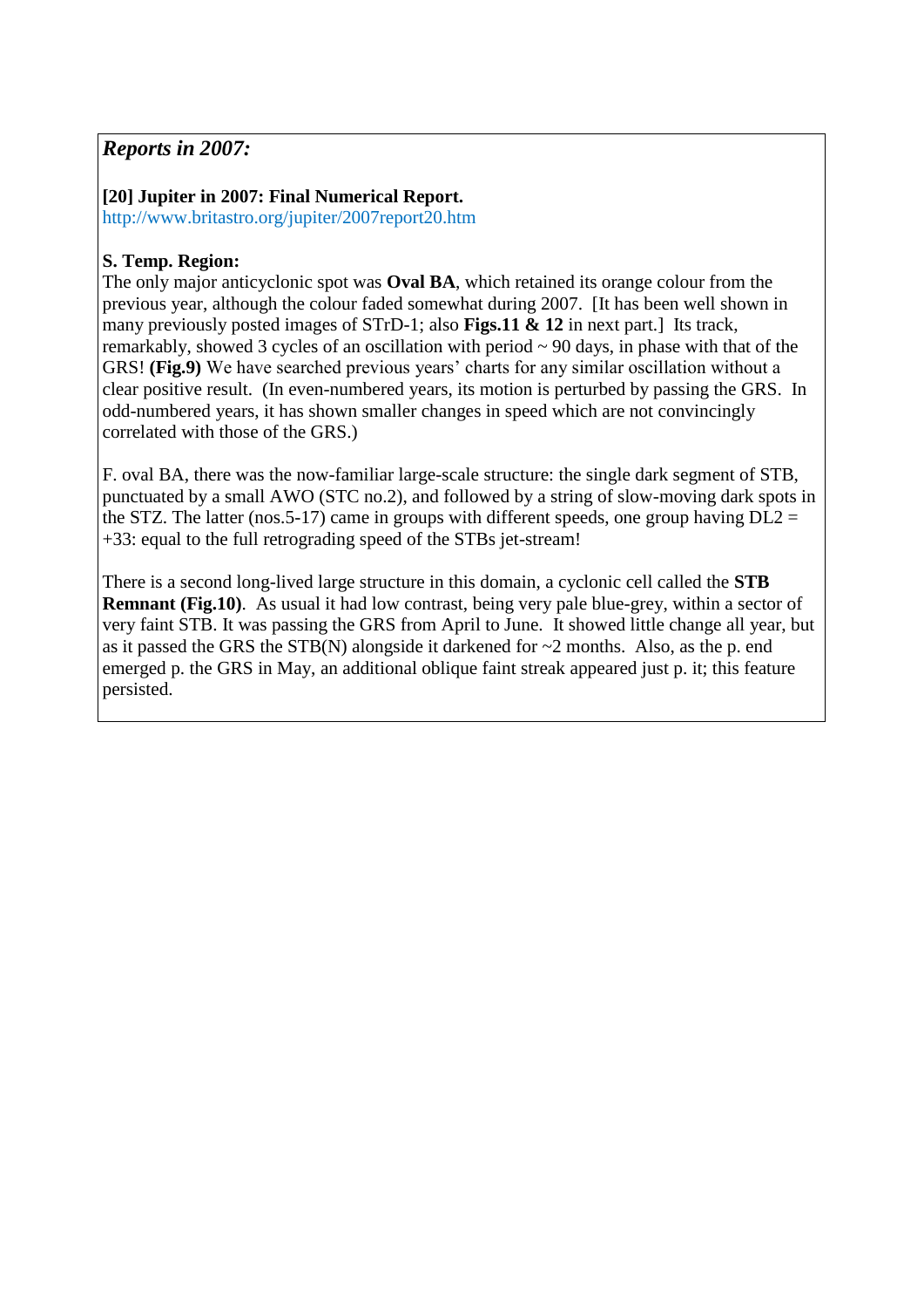## *Reports in 2007:*

**[20] Jupiter in 2007: Final Numerical Report.**
http://www.britastro.org/jupiter/2007report20.htm

**S. Temp. Region:**
The only major anticyclonic spot was **Oval BA**, which retained its orange colour from the previous year, although the colour faded somewhat during 2007. [It has been well shown in many previously posted images of STrD-1; also **Figs.11 & 12** in next part.] Its track, remarkably, showed 3 cycles of an oscillation with period ~ 90 days, in phase with that of the GRS! **(Fig.9)** We have searched previous years' charts for any similar oscillation without a clear positive result. (In even-numbered years, its motion is perturbed by passing the GRS. In odd-numbered years, it has shown smaller changes in speed which are not convincingly correlated with those of the GRS.)

F. oval BA, there was the now-familiar large-scale structure: the single dark segment of STB, punctuated by a small AWO (STC no.2), and followed by a string of slow-moving dark spots in the STZ. The latter (nos.5-17) came in groups with different speeds, one group having DL2 = +33: equal to the full retrograding speed of the STBs jet-stream!

There is a second long-lived large structure in this domain, a cyclonic cell called the **STB Remnant (Fig.10)**. As usual it had low contrast, being very pale blue-grey, within a sector of very faint STB. It was passing the GRS from April to June. It showed little change all year, but as it passed the GRS the STB(N) alongside it darkened for ~2 months. Also, as the p. end emerged p. the GRS in May, an additional oblique faint streak appeared just p. it; this feature persisted.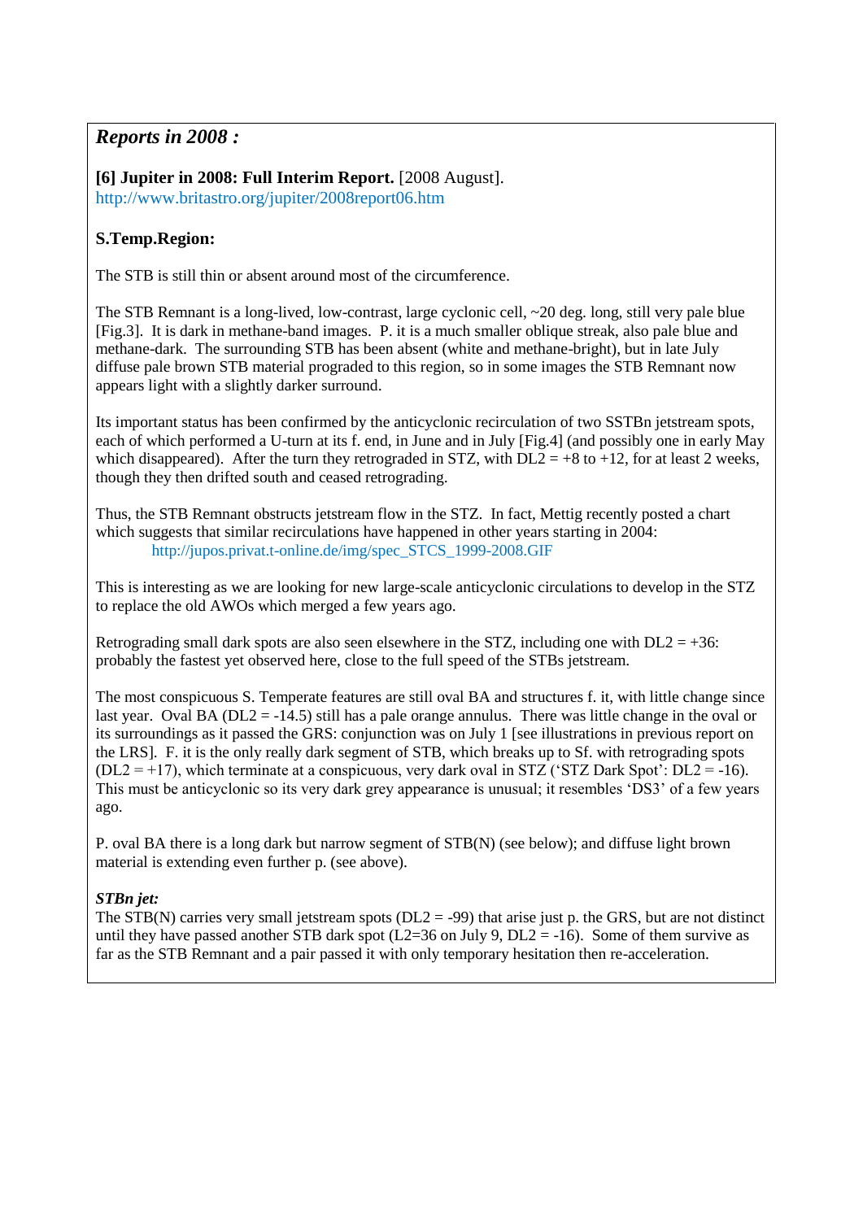## *Reports in 2008 :*

**[6] Jupiter in 2008: Full Interim Report.** [2008 August].
http://www.britastro.org/jupiter/2008report06.htm

### S.Temp.Region:

The STB is still thin or absent around most of the circumference.

The STB Remnant is a long-lived, low-contrast, large cyclonic cell, ~20 deg. long, still very pale blue [Fig.3]. It is dark in methane-band images. P. it is a much smaller oblique streak, also pale blue and methane-dark. The surrounding STB has been absent (white and methane-bright), but in late July diffuse pale brown STB material prograded to this region, so in some images the STB Remnant now appears light with a slightly darker surround.

Its important status has been confirmed by the anticyclonic recirculation of two SSTBn jetstream spots, each of which performed a U-turn at its f. end, in June and in July [Fig.4] (and possibly one in early May which disappeared). After the turn they retrograded in STZ, with DL2 = +8 to +12, for at least 2 weeks, though they then drifted south and ceased retrograding.

Thus, the STB Remnant obstructs jetstream flow in the STZ. In fact, Mettig recently posted a chart which suggests that similar recirculations have happened in other years starting in 2004:
http://jupos.privat.t-online.de/img/spec_STCS_1999-2008.GIF

This is interesting as we are looking for new large-scale anticyclonic circulations to develop in the STZ to replace the old AWOs which merged a few years ago.

Retrograding small dark spots are also seen elsewhere in the STZ, including one with DL2 = +36: probably the fastest yet observed here, close to the full speed of the STBs jetstream.

The most conspicuous S. Temperate features are still oval BA and structures f. it, with little change since last year. Oval BA (DL2 = -14.5) still has a pale orange annulus. There was little change in the oval or its surroundings as it passed the GRS: conjunction was on July 1 [see illustrations in previous report on the LRS]. F. it is the only really dark segment of STB, which breaks up to Sf. with retrograding spots (DL2 = +17), which terminate at a conspicuous, very dark oval in STZ ('STZ Dark Spot': DL2 = -16). This must be anticyclonic so its very dark grey appearance is unusual; it resembles 'DS3' of a few years ago.

P. oval BA there is a long dark but narrow segment of STB(N) (see below); and diffuse light brown material is extending even further p. (see above).

***STBn jet:***
The STB(N) carries very small jetstream spots (DL2 = -99) that arise just p. the GRS, but are not distinct until they have passed another STB dark spot (L2=36 on July 9, DL2 = -16). Some of them survive as far as the STB Remnant and a pair passed it with only temporary hesitation then re-acceleration.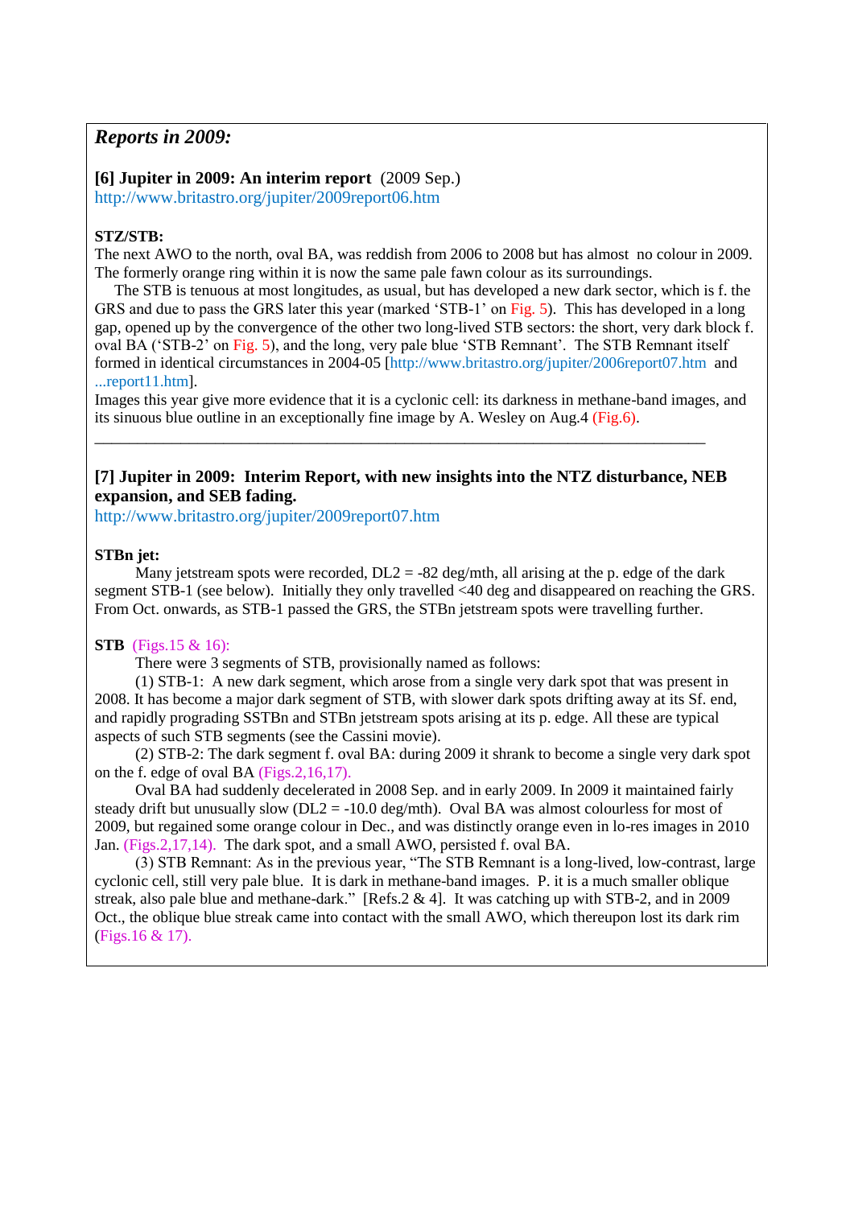## *Reports in 2009:*

**[6] Jupiter in 2009: An interim report** (2009 Sep.)
http://www.britastro.org/jupiter/2009report06.htm

**STZ/STB:**
The next AWO to the north, oval BA, was reddish from 2006 to 2008 but has almost no colour in 2009. The formerly orange ring within it is now the same pale fawn colour as its surroundings.

The STB is tenuous at most longitudes, as usual, but has developed a new dark sector, which is f. the GRS and due to pass the GRS later this year (marked 'STB-1' on Fig. 5). This has developed in a long gap, opened up by the convergence of the other two long-lived STB sectors: the short, very dark block f. oval BA ('STB-2' on Fig. 5), and the long, very pale blue 'STB Remnant'. The STB Remnant itself formed in identical circumstances in 2004-05 [http://www.britastro.org/jupiter/2006report07.htm and ...report11.htm].
Images this year give more evidence that it is a cyclonic cell: its darkness in methane-band images, and its sinuous blue outline in an exceptionally fine image by A. Wesley on Aug.4 (Fig.6).

---

**[7] Jupiter in 2009: Interim Report, with new insights into the NTZ disturbance, NEB expansion, and SEB fading.**
http://www.britastro.org/jupiter/2009report07.htm

**STBn jet:**

Many jetstream spots were recorded, DL2 = -82 deg/mth, all arising at the p. edge of the dark segment STB-1 (see below). Initially they only travelled <40 deg and disappeared on reaching the GRS. From Oct. onwards, as STB-1 passed the GRS, the STBn jetstream spots were travelling further.

**STB** (Figs.15 & 16):

There were 3 segments of STB, provisionally named as follows:

(1) STB-1: A new dark segment, which arose from a single very dark spot that was present in 2008. It has become a major dark segment of STB, with slower dark spots drifting away at its Sf. end, and rapidly prograding SSTBn and STBn jetstream spots arising at its p. edge. All these are typical aspects of such STB segments (see the Cassini movie).

(2) STB-2: The dark segment f. oval BA: during 2009 it shrank to become a single very dark spot on the f. edge of oval BA (Figs.2,16,17).

Oval BA had suddenly decelerated in 2008 Sep. and in early 2009. In 2009 it maintained fairly steady drift but unusually slow (DL2 = -10.0 deg/mth). Oval BA was almost colourless for most of 2009, but regained some orange colour in Dec., and was distinctly orange even in lo-res images in 2010 Jan. (Figs.2,17,14). The dark spot, and a small AWO, persisted f. oval BA.

(3) STB Remnant: As in the previous year, "The STB Remnant is a long-lived, low-contrast, large cyclonic cell, still very pale blue. It is dark in methane-band images. P. it is a much smaller oblique streak, also pale blue and methane-dark." [Refs.2 & 4]. It was catching up with STB-2, and in 2009 Oct., the oblique blue streak came into contact with the small AWO, which thereupon lost its dark rim (Figs.16 & 17).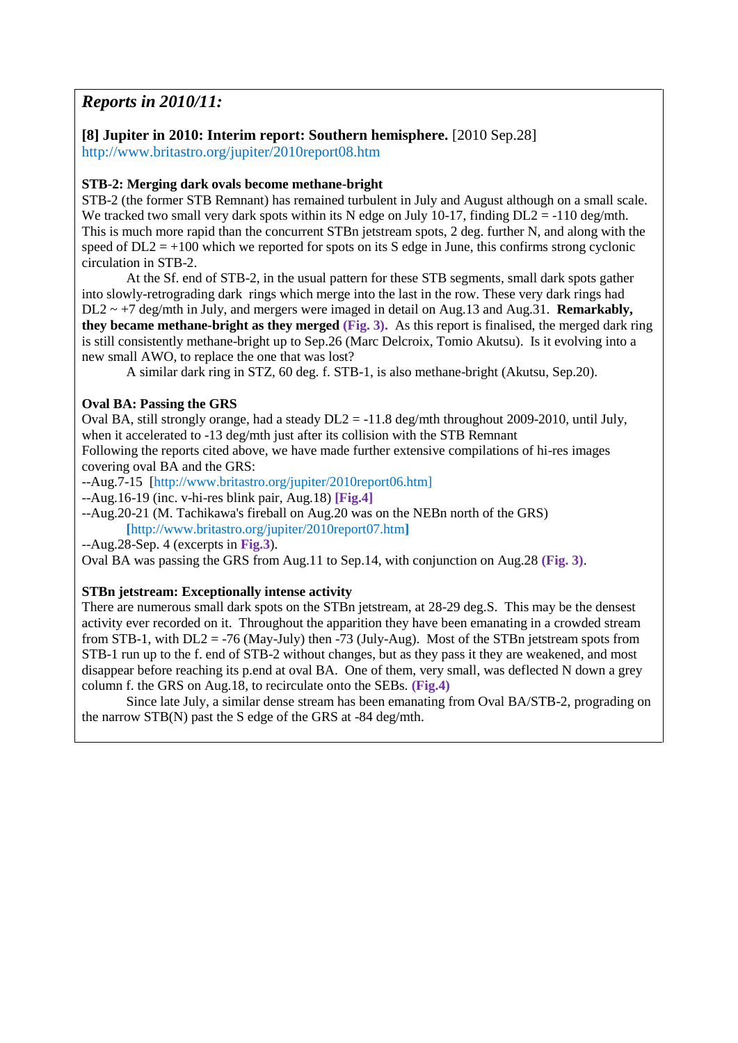## *Reports in 2010/11:*

**[8] Jupiter in 2010: Interim report: Southern hemisphere.** [2010 Sep.28]
http://www.britastro.org/jupiter/2010report08.htm

**STB-2: Merging dark ovals become methane-bright**
STB-2 (the former STB Remnant) has remained turbulent in July and August although on a small scale. We tracked two small very dark spots within its N edge on July 10-17, finding DL2 = -110 deg/mth. This is much more rapid than the concurrent STBn jetstream spots, 2 deg. further N, and along with the speed of DL2 = +100 which we reported for spots on its S edge in June, this confirms strong cyclonic circulation in STB-2.

At the Sf. end of STB-2, in the usual pattern for these STB segments, small dark spots gather into slowly-retrograding dark rings which merge into the last in the row. These very dark rings had DL2 ~ +7 deg/mth in July, and mergers were imaged in detail on Aug.13 and Aug.31. **Remarkably, they became methane-bright as they merged (Fig. 3).** As this report is finalised, the merged dark ring is still consistently methane-bright up to Sep.26 (Marc Delcroix, Tomio Akutsu). Is it evolving into a new small AWO, to replace the one that was lost?

A similar dark ring in STZ, 60 deg. f. STB-1, is also methane-bright (Akutsu, Sep.20).

**Oval BA: Passing the GRS**
Oval BA, still strongly orange, had a steady DL2 = -11.8 deg/mth throughout 2009-2010, until July, when it accelerated to -13 deg/mth just after its collision with the STB Remnant
Following the reports cited above, we have made further extensive compilations of hi-res images covering oval BA and the GRS:
--Aug.7-15 [http://www.britastro.org/jupiter/2010report06.htm]
--Aug.16-19 (inc. v-hi-res blink pair, Aug.18) **[Fig.4]**
--Aug.20-21 (M. Tachikawa's fireball on Aug.20 was on the NEBn north of the GRS)
[http://www.britastro.org/jupiter/2010report07.htm]
--Aug.28-Sep. 4 (excerpts in **Fig.3**).
Oval BA was passing the GRS from Aug.11 to Sep.14, with conjunction on Aug.28 **(Fig. 3)**.

**STBn jetstream: Exceptionally intense activity**
There are numerous small dark spots on the STBn jetstream, at 28-29 deg.S. This may be the densest activity ever recorded on it. Throughout the apparition they have been emanating in a crowded stream from STB-1, with DL2 = -76 (May-July) then -73 (July-Aug). Most of the STBn jetstream spots from STB-1 run up to the f. end of STB-2 without changes, but as they pass it they are weakened, and most disappear before reaching its p.end at oval BA. One of them, very small, was deflected N down a grey column f. the GRS on Aug.18, to recirculate onto the SEBs. **(Fig.4)**

Since late July, a similar dense stream has been emanating from Oval BA/STB-2, prograding on the narrow STB(N) past the S edge of the GRS at -84 deg/mth.